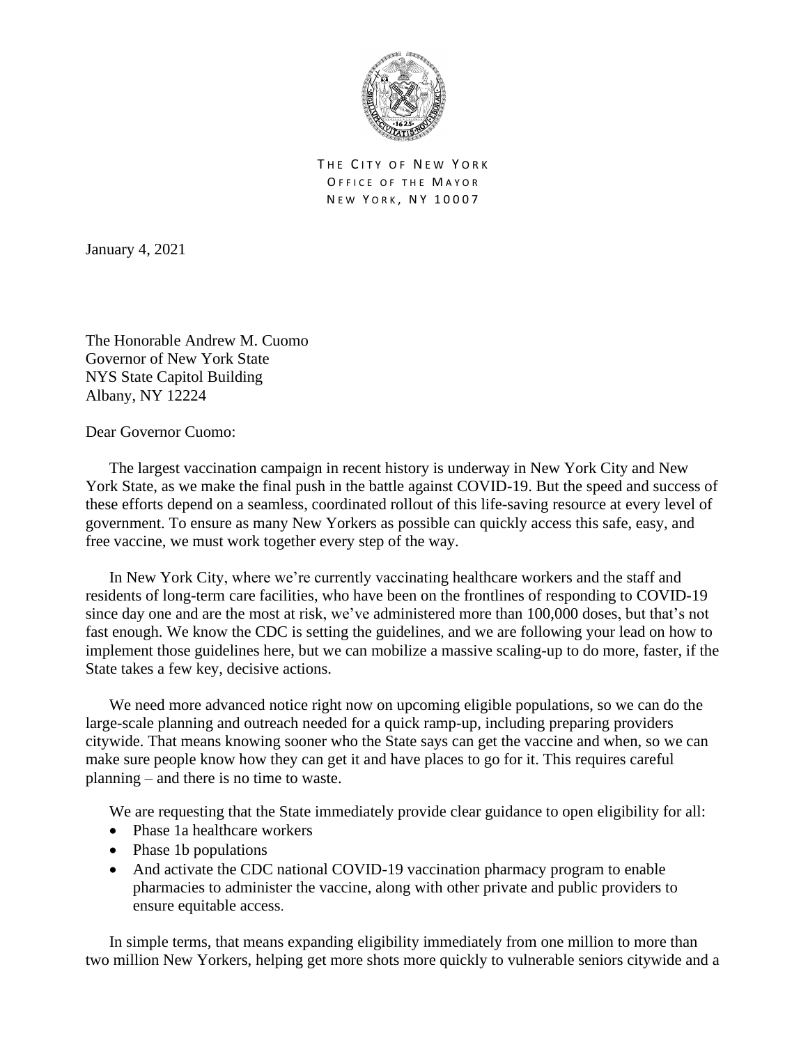THE CITY OF NEW YORK
OFFICE OF THE MAYOR
NEW YORK, NY 10007

January 4, 2021

The Honorable Andrew M. Cuomo
Governor of New York State
NYS State Capitol Building
Albany, NY 12224

Dear Governor Cuomo:

The largest vaccination campaign in recent history is underway in New York City and New York State, as we make the final push in the battle against COVID-19. But the speed and success of these efforts depend on a seamless, coordinated rollout of this life-saving resource at every level of government. To ensure as many New Yorkers as possible can quickly access this safe, easy, and free vaccine, we must work together every step of the way.

In New York City, where we're currently vaccinating healthcare workers and the staff and residents of long-term care facilities, who have been on the frontlines of responding to COVID-19 since day one and are the most at risk, we've administered more than 100,000 doses, but that's not fast enough. We know the CDC is setting the guidelines, and we are following your lead on how to implement those guidelines here, but we can mobilize a massive scaling-up to do more, faster, if the State takes a few key, decisive actions.

We need more advanced notice right now on upcoming eligible populations, so we can do the large-scale planning and outreach needed for a quick ramp-up, including preparing providers citywide. That means knowing sooner who the State says can get the vaccine and when, so we can make sure people know how they can get it and have places to go for it. This requires careful planning – and there is no time to waste.

We are requesting that the State immediately provide clear guidance to open eligibility for all:

- Phase 1a healthcare workers
- Phase 1b populations
- And activate the CDC national COVID-19 vaccination pharmacy program to enable pharmacies to administer the vaccine, along with other private and public providers to ensure equitable access.

In simple terms, that means expanding eligibility immediately from one million to more than two million New Yorkers, helping get more shots more quickly to vulnerable seniors citywide and a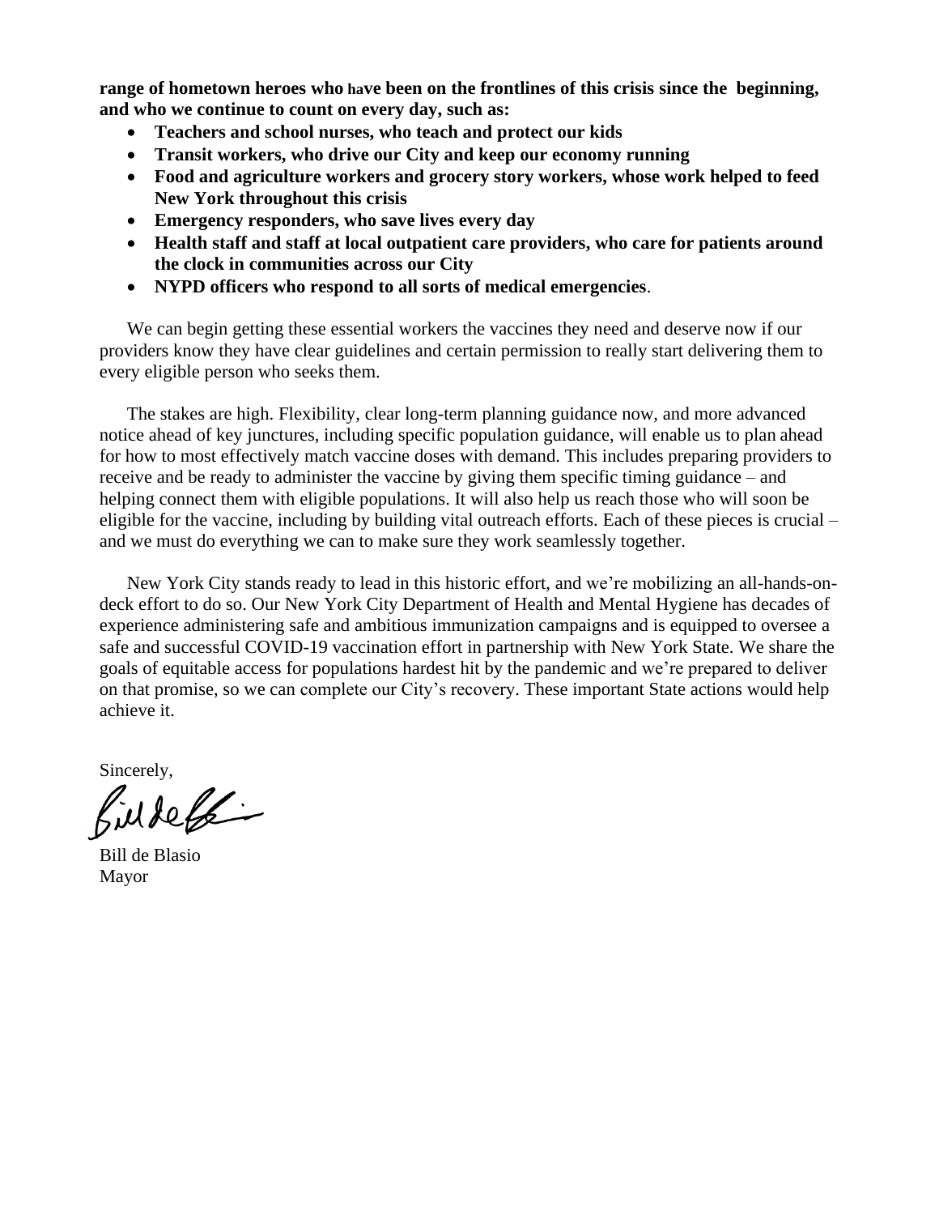**range of hometown heroes who have been on the frontlines of this crisis since the beginning, and who we continue to count on every day, such as:**

- **Teachers and school nurses, who teach and protect our kids**
- **Transit workers, who drive our City and keep our economy running**
- **Food and agriculture workers and grocery story workers, whose work helped to feed New York throughout this crisis**
- **Emergency responders, who save lives every day**
- **Health staff and staff at local outpatient care providers, who care for patients around the clock in communities across our City**
- **NYPD officers who respond to all sorts of medical emergencies**.

We can begin getting these essential workers the vaccines they need and deserve now if our providers know they have clear guidelines and certain permission to really start delivering them to every eligible person who seeks them.

The stakes are high. Flexibility, clear long-term planning guidance now, and more advanced notice ahead of key junctures, including specific population guidance, will enable us to plan ahead for how to most effectively match vaccine doses with demand. This includes preparing providers to receive and be ready to administer the vaccine by giving them specific timing guidance – and helping connect them with eligible populations. It will also help us reach those who will soon be eligible for the vaccine, including by building vital outreach efforts. Each of these pieces is crucial – and we must do everything we can to make sure they work seamlessly together.

New York City stands ready to lead in this historic effort, and we're mobilizing an all-hands-on-deck effort to do so. Our New York City Department of Health and Mental Hygiene has decades of experience administering safe and ambitious immunization campaigns and is equipped to oversee a safe and successful COVID-19 vaccination effort in partnership with New York State. We share the goals of equitable access for populations hardest hit by the pandemic and we're prepared to deliver on that promise, so we can complete our City's recovery. These important State actions would help achieve it.

Sincerely,

Bill de Blasio
Mayor